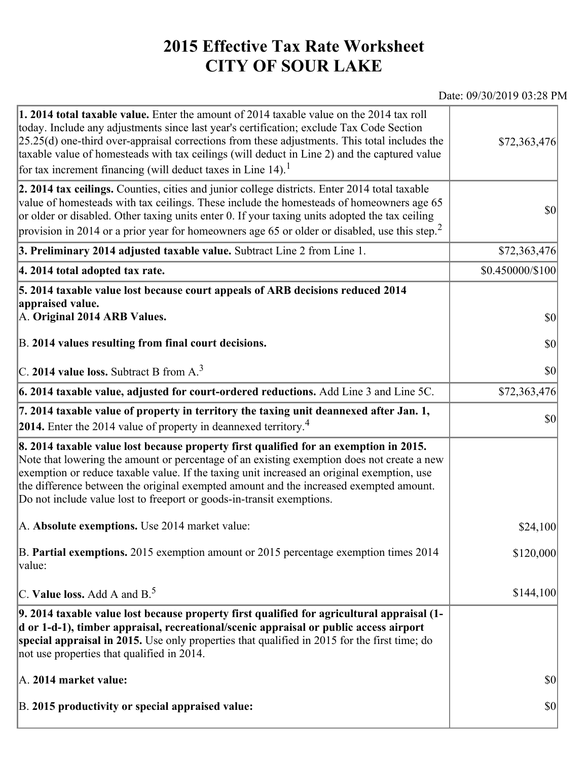# 2015 Effective Tax Rate Worksheet
# CITY OF SOUR LAKE

Date: 09/30/2019 03:28 PM

| | |
|---|---|
| **1. 2014 total taxable value.** Enter the amount of 2014 taxable value on the 2014 tax roll today. Include any adjustments since last year's certification; exclude Tax Code Section 25.25(d) one-third over-appraisal corrections from these adjustments. This total includes the taxable value of homesteads with tax ceilings (will deduct in Line 2) and the captured value for tax increment financing (will deduct taxes in Line 14).[1] | $72,363,476 |
| **2. 2014 tax ceilings.** Counties, cities and junior college districts. Enter 2014 total taxable value of homesteads with tax ceilings. These include the homesteads of homeowners age 65 or older or disabled. Other taxing units enter 0. If your taxing units adopted the tax ceiling provision in 2014 or a prior year for homeowners age 65 or older or disabled, use this step.[2] | $0 |
| **3. Preliminary 2014 adjusted taxable value.** Subtract Line 2 from Line 1. | $72,363,476 |
| **4. 2014 total adopted tax rate.** | $0.450000/$100 |
| **5. 2014 taxable value lost because court appeals of ARB decisions reduced 2014 appraised value.** | |
| A. **Original 2014 ARB Values.** | $0 |
| B. **2014 values resulting from final court decisions.** | $0 |
| C. **2014 value loss.** Subtract B from A.[3] | $0 |
| **6. 2014 taxable value, adjusted for court-ordered reductions.** Add Line 3 and Line 5C. | $72,363,476 |
| **7. 2014 taxable value of property in territory the taxing unit deannexed after Jan. 1, 2014.** Enter the 2014 value of property in deannexed territory.[4] | $0 |
| **8. 2014 taxable value lost because property first qualified for an exemption in 2015.** Note that lowering the amount or percentage of an existing exemption does not create a new exemption or reduce taxable value. If the taxing unit increased an original exemption, use the difference between the original exempted amount and the increased exempted amount. Do not include value lost to freeport or goods-in-transit exemptions. | |
| A. **Absolute exemptions.** Use 2014 market value: | $24,100 |
| B. **Partial exemptions.** 2015 exemption amount or 2015 percentage exemption times 2014 value: | $120,000 |
| C. **Value loss.** Add A and B.[5] | $144,100 |
| **9. 2014 taxable value lost because property first qualified for agricultural appraisal (1-d or 1-d-1), timber appraisal, recreational/scenic appraisal or public access airport special appraisal in 2015.** Use only properties that qualified in 2015 for the first time; do not use properties that qualified in 2014. | |
| A. **2014 market value:** | $0 |
| B. **2015 productivity or special appraised value:** | $0 |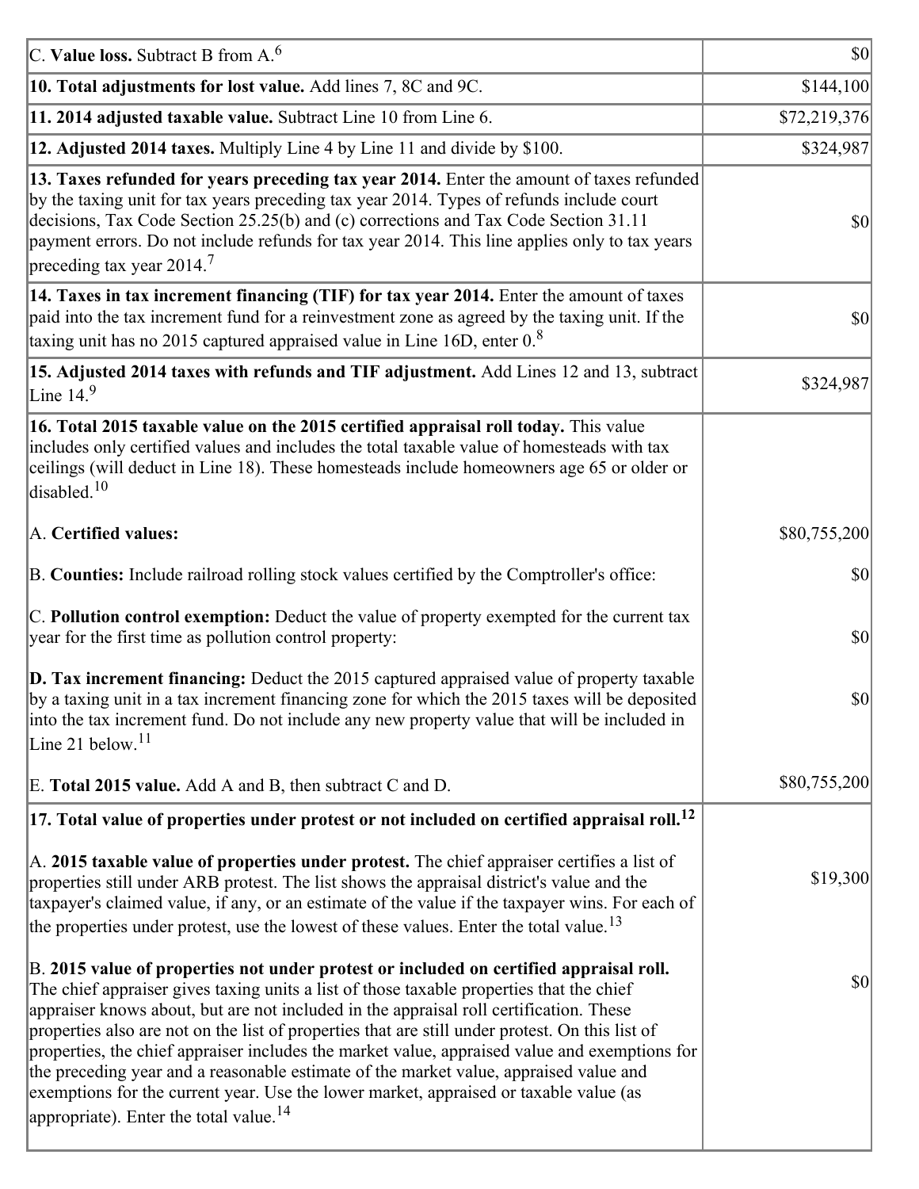| | |
|---|---|
| C. **Value loss.** Subtract B from A.[6] | $0 |
| **10. Total adjustments for lost value.** Add lines 7, 8C and 9C. | $144,100 |
| **11. 2014 adjusted taxable value.** Subtract Line 10 from Line 6. | $72,219,376 |
| **12. Adjusted 2014 taxes.** Multiply Line 4 by Line 11 and divide by $100. | $324,987 |
| **13. Taxes refunded for years preceding tax year 2014.** Enter the amount of taxes refunded by the taxing unit for tax years preceding tax year 2014. Types of refunds include court decisions, Tax Code Section 25.25(b) and (c) corrections and Tax Code Section 31.11 payment errors. Do not include refunds for tax year 2014. This line applies only to tax years preceding tax year 2014.[7] | $0 |
| **14. Taxes in tax increment financing (TIF) for tax year 2014.** Enter the amount of taxes paid into the tax increment fund for a reinvestment zone as agreed by the taxing unit. If the taxing unit has no 2015 captured appraised value in Line 16D, enter 0.[8] | $0 |
| **15. Adjusted 2014 taxes with refunds and TIF adjustment.** Add Lines 12 and 13, subtract Line 14.[9] | $324,987 |
| **16. Total 2015 taxable value on the 2015 certified appraisal roll today.** This value includes only certified values and includes the total taxable value of homesteads with tax ceilings (will deduct in Line 18). These homesteads include homeowners age 65 or older or disabled.[10] | |
| A. **Certified values:** | $80,755,200 |
| B. **Counties:** Include railroad rolling stock values certified by the Comptroller's office: | $0 |
| C. **Pollution control exemption:** Deduct the value of property exempted for the current tax year for the first time as pollution control property: | $0 |
| **D. Tax increment financing:** Deduct the 2015 captured appraised value of property taxable by a taxing unit in a tax increment financing zone for which the 2015 taxes will be deposited into the tax increment fund. Do not include any new property value that will be included in Line 21 below.[11] | $0 |
| E. **Total 2015 value.** Add A and B, then subtract C and D. | $80,755,200 |
| **17. Total value of properties under protest or not included on certified appraisal roll.**[12] | |
| A. **2015 taxable value of properties under protest.** The chief appraiser certifies a list of properties still under ARB protest. The list shows the appraisal district's value and the taxpayer's claimed value, if any, or an estimate of the value if the taxpayer wins. For each of the properties under protest, use the lowest of these values. Enter the total value.[13] | $19,300 |
| B. **2015 value of properties not under protest or included on certified appraisal roll.** The chief appraiser gives taxing units a list of those taxable properties that the chief appraiser knows about, but are not included in the appraisal roll certification. These properties also are not on the list of properties that are still under protest. On this list of properties, the chief appraiser includes the market value, appraised value and exemptions for the preceding year and a reasonable estimate of the market value, appraised value and exemptions for the current year. Use the lower market, appraised or taxable value (as appropriate). Enter the total value.[14] | $0 |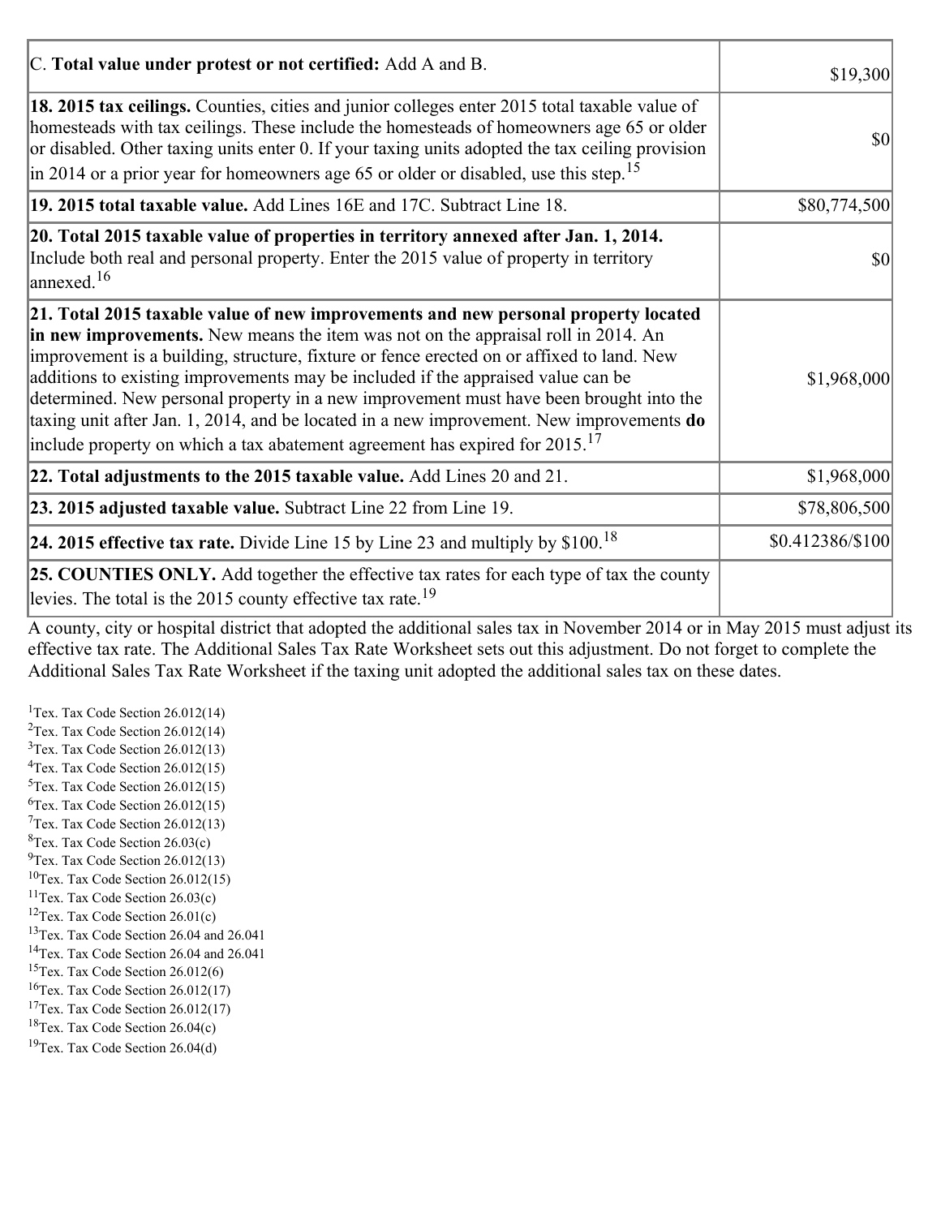| | |
|---|---|
| C. **Total value under protest or not certified:** Add A and B. | $19,300 |
| **18. 2015 tax ceilings.** Counties, cities and junior colleges enter 2015 total taxable value of homesteads with tax ceilings. These include the homesteads of homeowners age 65 or older or disabled. Other taxing units enter 0. If your taxing units adopted the tax ceiling provision in 2014 or a prior year for homeowners age 65 or older or disabled, use this step.[15] | $0 |
| **19. 2015 total taxable value.** Add Lines 16E and 17C. Subtract Line 18. | $80,774,500 |
| **20. Total 2015 taxable value of properties in territory annexed after Jan. 1, 2014.** Include both real and personal property. Enter the 2015 value of property in territory annexed.[16] | $0 |
| **21. Total 2015 taxable value of new improvements and new personal property located in new improvements.** New means the item was not on the appraisal roll in 2014. An improvement is a building, structure, fixture or fence erected on or affixed to land. New additions to existing improvements may be included if the appraised value can be determined. New personal property in a new improvement must have been brought into the taxing unit after Jan. 1, 2014, and be located in a new improvement. New improvements **do** include property on which a tax abatement agreement has expired for 2015.[17] | $1,968,000 |
| **22. Total adjustments to the 2015 taxable value.** Add Lines 20 and 21. | $1,968,000 |
| **23. 2015 adjusted taxable value.** Subtract Line 22 from Line 19. | $78,806,500 |
| **24. 2015 effective tax rate.** Divide Line 15 by Line 23 and multiply by $100.[18] | $0.412386/$100 |
| **25. COUNTIES ONLY.** Add together the effective tax rates for each type of tax the county levies. The total is the 2015 county effective tax rate.[19] | |

A county, city or hospital district that adopted the additional sales tax in November 2014 or in May 2015 must adjust its effective tax rate. The Additional Sales Tax Rate Worksheet sets out this adjustment. Do not forget to complete the Additional Sales Tax Rate Worksheet if the taxing unit adopted the additional sales tax on these dates.

[1]Tex. Tax Code Section 26.012(14)
[2]Tex. Tax Code Section 26.012(14)
[3]Tex. Tax Code Section 26.012(13)
[4]Tex. Tax Code Section 26.012(15)
[5]Tex. Tax Code Section 26.012(15)
[6]Tex. Tax Code Section 26.012(15)
[7]Tex. Tax Code Section 26.012(13)
[8]Tex. Tax Code Section 26.03(c)
[9]Tex. Tax Code Section 26.012(13)
[10]Tex. Tax Code Section 26.012(15)
[11]Tex. Tax Code Section 26.03(c)
[12]Tex. Tax Code Section 26.01(c)
[13]Tex. Tax Code Section 26.04 and 26.041
[14]Tex. Tax Code Section 26.04 and 26.041
[15]Tex. Tax Code Section 26.012(6)
[16]Tex. Tax Code Section 26.012(17)
[17]Tex. Tax Code Section 26.012(17)
[18]Tex. Tax Code Section 26.04(c)
[19]Tex. Tax Code Section 26.04(d)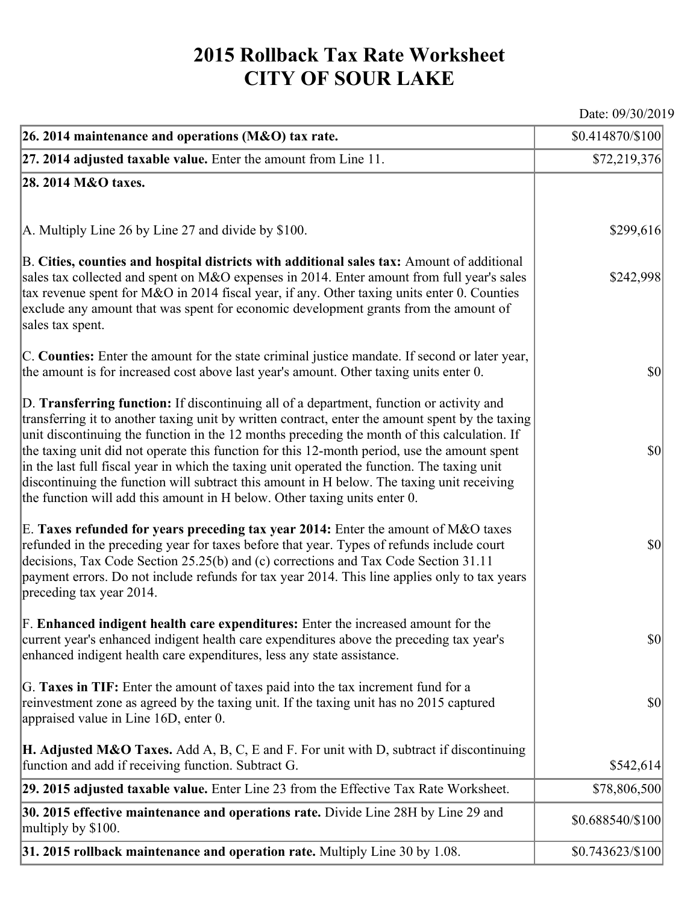# 2015 Rollback Tax Rate Worksheet
# CITY OF SOUR LAKE

Date: 09/30/2019

| | |
|---|---|
| **26. 2014 maintenance and operations (M&O) tax rate.** | $0.414870/$100 |
| **27. 2014 adjusted taxable value.** Enter the amount from Line 11. | $72,219,376 |
| **28. 2014 M&O taxes.** | |
| A. Multiply Line 26 by Line 27 and divide by $100. | $299,616 |
| B. **Cities, counties and hospital districts with additional sales tax:** Amount of additional sales tax collected and spent on M&O expenses in 2014. Enter amount from full year's sales tax revenue spent for M&O in 2014 fiscal year, if any. Other taxing units enter 0. Counties exclude any amount that was spent for economic development grants from the amount of sales tax spent. | $242,998 |
| C. **Counties:** Enter the amount for the state criminal justice mandate. If second or later year, the amount is for increased cost above last year's amount. Other taxing units enter 0. | $0 |
| D. **Transferring function:** If discontinuing all of a department, function or activity and transferring it to another taxing unit by written contract, enter the amount spent by the taxing unit discontinuing the function in the 12 months preceding the month of this calculation. If the taxing unit did not operate this function for this 12-month period, use the amount spent in the last full fiscal year in which the taxing unit operated the function. The taxing unit discontinuing the function will subtract this amount in H below. The taxing unit receiving the function will add this amount in H below. Other taxing units enter 0. | $0 |
| E. **Taxes refunded for years preceding tax year 2014:** Enter the amount of M&O taxes refunded in the preceding year for taxes before that year. Types of refunds include court decisions, Tax Code Section 25.25(b) and (c) corrections and Tax Code Section 31.11 payment errors. Do not include refunds for tax year 2014. This line applies only to tax years preceding tax year 2014. | $0 |
| F. **Enhanced indigent health care expenditures:** Enter the increased amount for the current year's enhanced indigent health care expenditures above the preceding tax year's enhanced indigent health care expenditures, less any state assistance. | $0 |
| G. **Taxes in TIF:** Enter the amount of taxes paid into the tax increment fund for a reinvestment zone as agreed by the taxing unit. If the taxing unit has no 2015 captured appraised value in Line 16D, enter 0. | $0 |
| **H. Adjusted M&O Taxes.** Add A, B, C, E and F. For unit with D, subtract if discontinuing function and add if receiving function. Subtract G. | $542,614 |
| **29. 2015 adjusted taxable value.** Enter Line 23 from the Effective Tax Rate Worksheet. | $78,806,500 |
| **30. 2015 effective maintenance and operations rate.** Divide Line 28H by Line 29 and multiply by $100. | $0.688540/$100 |
| **31. 2015 rollback maintenance and operation rate.** Multiply Line 30 by 1.08. | $0.743623/$100 |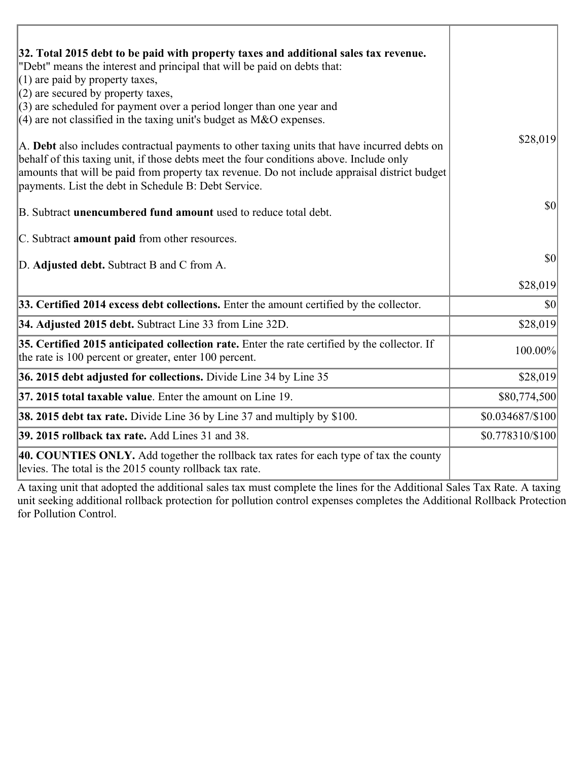| | |
|---|---|
| **32. Total 2015 debt to be paid with property taxes and additional sales tax revenue.**<br>"Debt" means the interest and principal that will be paid on debts that:<br>(1) are paid by property taxes,<br>(2) are secured by property taxes,<br>(3) are scheduled for payment over a period longer than one year and<br>(4) are not classified in the taxing unit's budget as M&O expenses.<br><br>A. **Debt** also includes contractual payments to other taxing units that have incurred debts on behalf of this taxing unit, if those debts meet the four conditions above. Include only amounts that will be paid from property tax revenue. Do not include appraisal district budget payments. List the debt in Schedule B: Debt Service.<br><br>B. Subtract **unencumbered fund amount** used to reduce total debt.<br><br>C. Subtract **amount paid** from other resources.<br><br>D. **Adjusted debt.** Subtract B and C from A. | $28,019<br><br>$0<br><br>$0<br><br>$28,019 |
| **33. Certified 2014 excess debt collections.** Enter the amount certified by the collector. | $0 |
| **34. Adjusted 2015 debt.** Subtract Line 33 from Line 32D. | $28,019 |
| **35. Certified 2015 anticipated collection rate.** Enter the rate certified by the collector. If the rate is 100 percent or greater, enter 100 percent. | 100.00% |
| **36. 2015 debt adjusted for collections.** Divide Line 34 by Line 35 | $28,019 |
| **37. 2015 total taxable value**. Enter the amount on Line 19. | $80,774,500 |
| **38. 2015 debt tax rate.** Divide Line 36 by Line 37 and multiply by $100. | $0.034687/$100 |
| **39. 2015 rollback tax rate.** Add Lines 31 and 38. | $0.778310/$100 |
| **40. COUNTIES ONLY.** Add together the rollback tax rates for each type of tax the county levies. The total is the 2015 county rollback tax rate. | |

A taxing unit that adopted the additional sales tax must complete the lines for the Additional Sales Tax Rate. A taxing unit seeking additional rollback protection for pollution control expenses completes the Additional Rollback Protection for Pollution Control.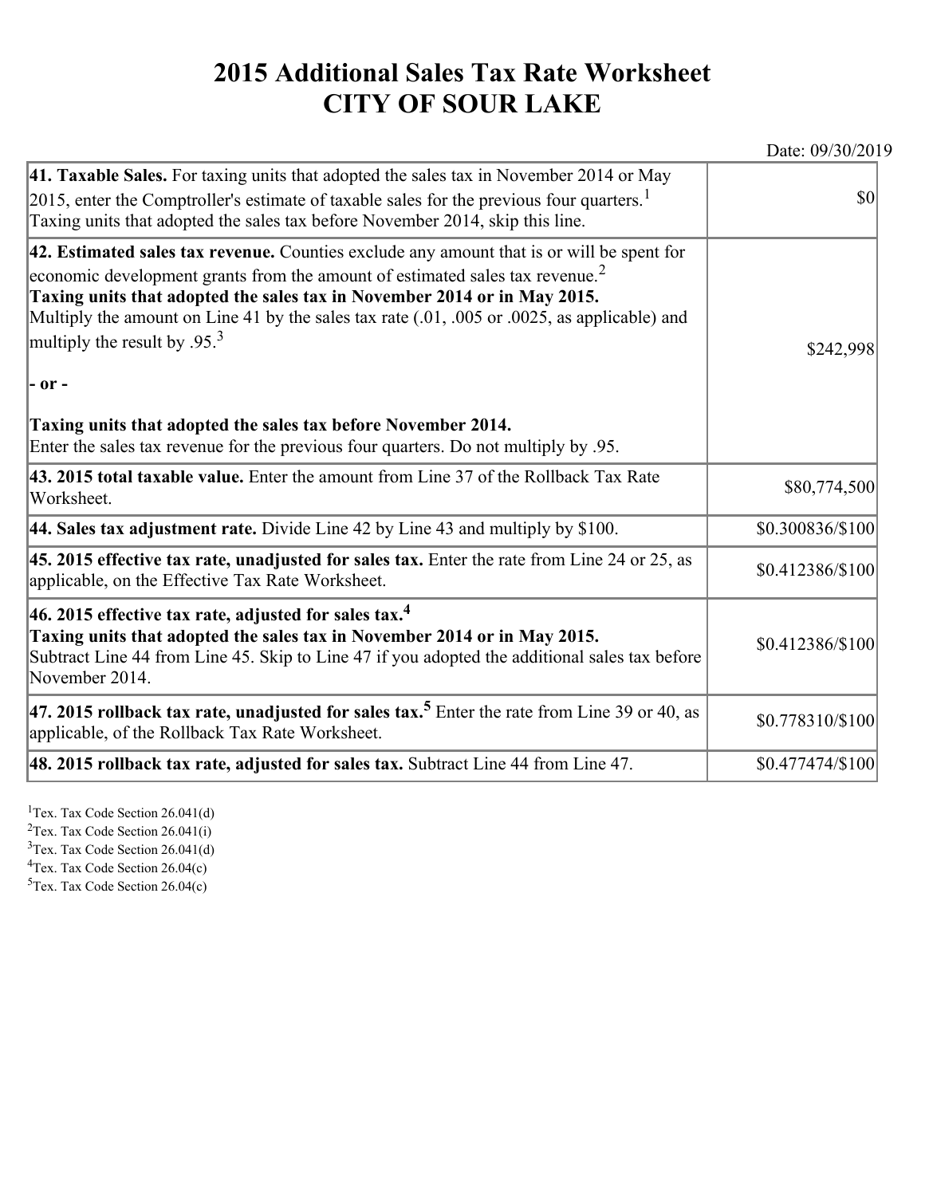# 2015 Additional Sales Tax Rate Worksheet
# CITY OF SOUR LAKE

Date: 09/30/2019

| | |
|---|---|
| **41. Taxable Sales.** For taxing units that adopted the sales tax in November 2014 or May 2015, enter the Comptroller's estimate of taxable sales for the previous four quarters.[1] Taxing units that adopted the sales tax before November 2014, skip this line. | $0 |
| **42. Estimated sales tax revenue.** Counties exclude any amount that is or will be spent for economic development grants from the amount of estimated sales tax revenue.[2] **Taxing units that adopted the sales tax in November 2014 or in May 2015.** Multiply the amount on Line 41 by the sales tax rate (.01, .005 or .0025, as applicable) and multiply the result by .95.[3] **- or -** **Taxing units that adopted the sales tax before November 2014.** Enter the sales tax revenue for the previous four quarters. Do not multiply by .95. | $242,998 |
| **43. 2015 total taxable value.** Enter the amount from Line 37 of the Rollback Tax Rate Worksheet. | $80,774,500 |
| **44. Sales tax adjustment rate.** Divide Line 42 by Line 43 and multiply by $100. | $0.300836/$100 |
| **45. 2015 effective tax rate, unadjusted for sales tax.** Enter the rate from Line 24 or 25, as applicable, on the Effective Tax Rate Worksheet. | $0.412386/$100 |
| **46. 2015 effective tax rate, adjusted for sales tax.[4]** **Taxing units that adopted the sales tax in November 2014 or in May 2015.** Subtract Line 44 from Line 45. Skip to Line 47 if you adopted the additional sales tax before November 2014. | $0.412386/$100 |
| **47. 2015 rollback tax rate, unadjusted for sales tax.[5]** Enter the rate from Line 39 or 40, as applicable, of the Rollback Tax Rate Worksheet. | $0.778310/$100 |
| **48. 2015 rollback tax rate, adjusted for sales tax.** Subtract Line 44 from Line 47. | $0.477474/$100 |

[1]Tex. Tax Code Section 26.041(d)
[2]Tex. Tax Code Section 26.041(i)
[3]Tex. Tax Code Section 26.041(d)
[4]Tex. Tax Code Section 26.04(c)
[5]Tex. Tax Code Section 26.04(c)